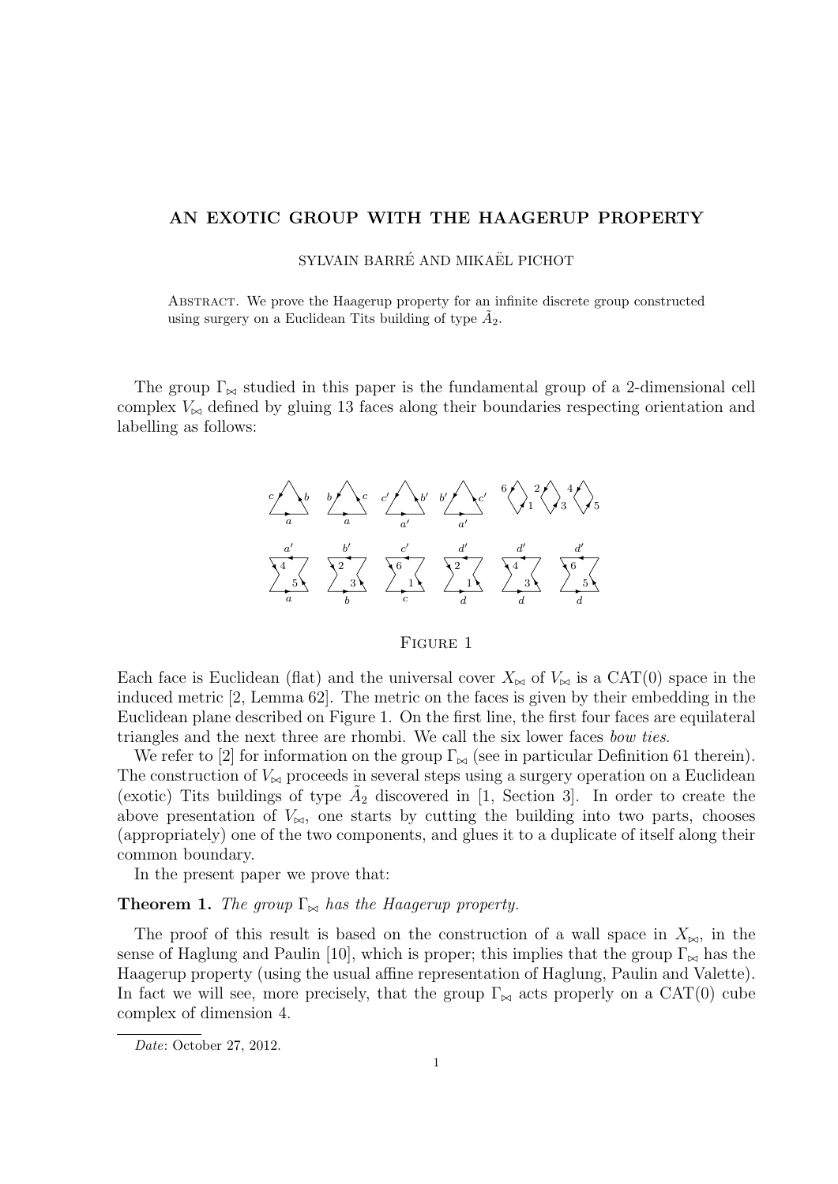# AN EXOTIC GROUP WITH THE HAAGERUP PROPERTY

SYLVAIN BARRÉ AND MIKAËL PICHOT

Abstract. We prove the Haagerup property for an infinite discrete group constructed using surgery on a Euclidean Tits building of type $\tilde{A}_2$.

The group $\Gamma_{\bowtie}$ studied in this paper is the fundamental group of a 2-dimensional cell complex $V_{\bowtie}$ defined by gluing 13 faces along their boundaries respecting orientation and labelling as follows:

Figure 1

Each face is Euclidean (flat) and the universal cover $X_{\bowtie}$ of $V_{\bowtie}$ is a CAT(0) space in the induced metric [2, Lemma 62]. The metric on the faces is given by their embedding in the Euclidean plane described on Figure 1. On the first line, the first four faces are equilateral triangles and the next three are rhombi. We call the six lower faces *bow ties*.

We refer to [2] for information on the group $\Gamma_{\bowtie}$ (see in particular Definition 61 therein). The construction of $V_{\bowtie}$ proceeds in several steps using a surgery operation on a Euclidean (exotic) Tits buildings of type $\tilde{A}_2$ discovered in [1, Section 3]. In order to create the above presentation of $V_{\bowtie}$, one starts by cutting the building into two parts, chooses (appropriately) one of the two components, and glues it to a duplicate of itself along their common boundary.

In the present paper we prove that:

**Theorem 1.** *The group $\Gamma_{\bowtie}$ has the Haagerup property.*

The proof of this result is based on the construction of a wall space in $X_{\bowtie}$, in the sense of Haglung and Paulin [10], which is proper; this implies that the group $\Gamma_{\bowtie}$ has the Haagerup property (using the usual affine representation of Haglung, Paulin and Valette). In fact we will see, more precisely, that the group $\Gamma_{\bowtie}$ acts properly on a CAT(0) cube complex of dimension 4.

*Date*: October 27, 2012.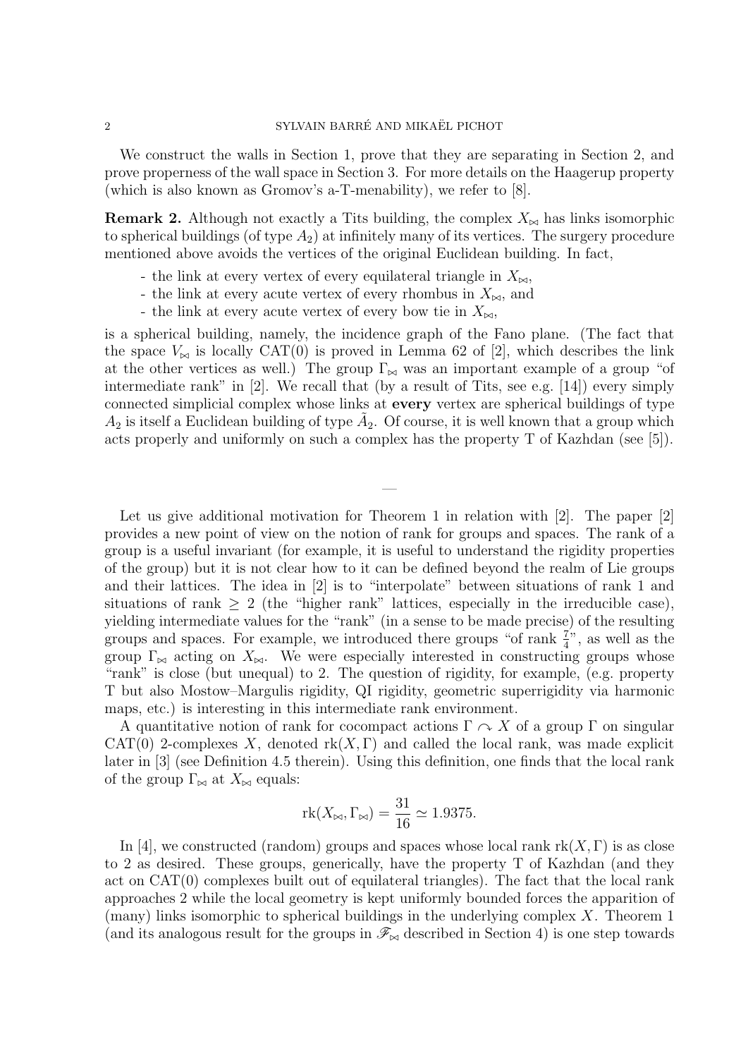We construct the walls in Section 1, prove that they are separating in Section 2, and prove properness of the wall space in Section 3. For more details on the Haagerup property (which is also known as Gromov's a-T-menability), we refer to [8].

**Remark 2.** Although not exactly a Tits building, the complex $X_{\bowtie}$ has links isomorphic to spherical buildings (of type $A_2$) at infinitely many of its vertices. The surgery procedure mentioned above avoids the vertices of the original Euclidean building. In fact,

- the link at every vertex of every equilateral triangle in $X_{\bowtie}$,
- the link at every acute vertex of every rhombus in $X_{\bowtie}$, and
- the link at every acute vertex of every bow tie in $X_{\bowtie}$,

is a spherical building, namely, the incidence graph of the Fano plane. (The fact that the space $V_{\bowtie}$ is locally CAT(0) is proved in Lemma 62 of [2], which describes the link at the other vertices as well.) The group $\Gamma_{\bowtie}$ was an important example of a group "of intermediate rank" in [2]. We recall that (by a result of Tits, see e.g. [14]) every simply connected simplicial complex whose links at **every** vertex are spherical buildings of type $A_2$ is itself a Euclidean building of type $\tilde{A}_2$. Of course, it is well known that a group which acts properly and uniformly on such a complex has the property T of Kazhdan (see [5]).

—

Let us give additional motivation for Theorem 1 in relation with [2]. The paper [2] provides a new point of view on the notion of rank for groups and spaces. The rank of a group is a useful invariant (for example, it is useful to understand the rigidity properties of the group) but it is not clear how to it can be defined beyond the realm of Lie groups and their lattices. The idea in [2] is to "interpolate" between situations of rank 1 and situations of rank $\geq 2$ (the "higher rank" lattices, especially in the irreducible case), yielding intermediate values for the "rank" (in a sense to be made precise) of the resulting groups and spaces. For example, we introduced there groups "of rank $\frac{7}{4}$", as well as the group $\Gamma_{\bowtie}$ acting on $X_{\bowtie}$. We were especially interested in constructing groups whose "rank" is close (but unequal) to 2. The question of rigidity, for example, (e.g. property T but also Mostow–Margulis rigidity, QI rigidity, geometric superrigidity via harmonic maps, etc.) is interesting in this intermediate rank environment.

A quantitative notion of rank for cocompact actions $\Gamma \curvearrowright X$ of a group $\Gamma$ on singular CAT(0) 2-complexes $X$, denoted $\mathrm{rk}(X, \Gamma)$ and called the local rank, was made explicit later in [3] (see Definition 4.5 therein). Using this definition, one finds that the local rank of the group $\Gamma_{\bowtie}$ at $X_{\bowtie}$ equals:

$$\mathrm{rk}(X_{\bowtie}, \Gamma_{\bowtie}) = \frac{31}{16} \simeq 1.9375.$$

In [4], we constructed (random) groups and spaces whose local rank $\mathrm{rk}(X, \Gamma)$ is as close to 2 as desired. These groups, generically, have the property T of Kazhdan (and they act on CAT(0) complexes built out of equilateral triangles). The fact that the local rank approaches 2 while the local geometry is kept uniformly bounded forces the apparition of (many) links isomorphic to spherical buildings in the underlying complex $X$. Theorem 1 (and its analogous result for the groups in $\mathscr{F}_{\bowtie}$ described in Section 4) is one step towards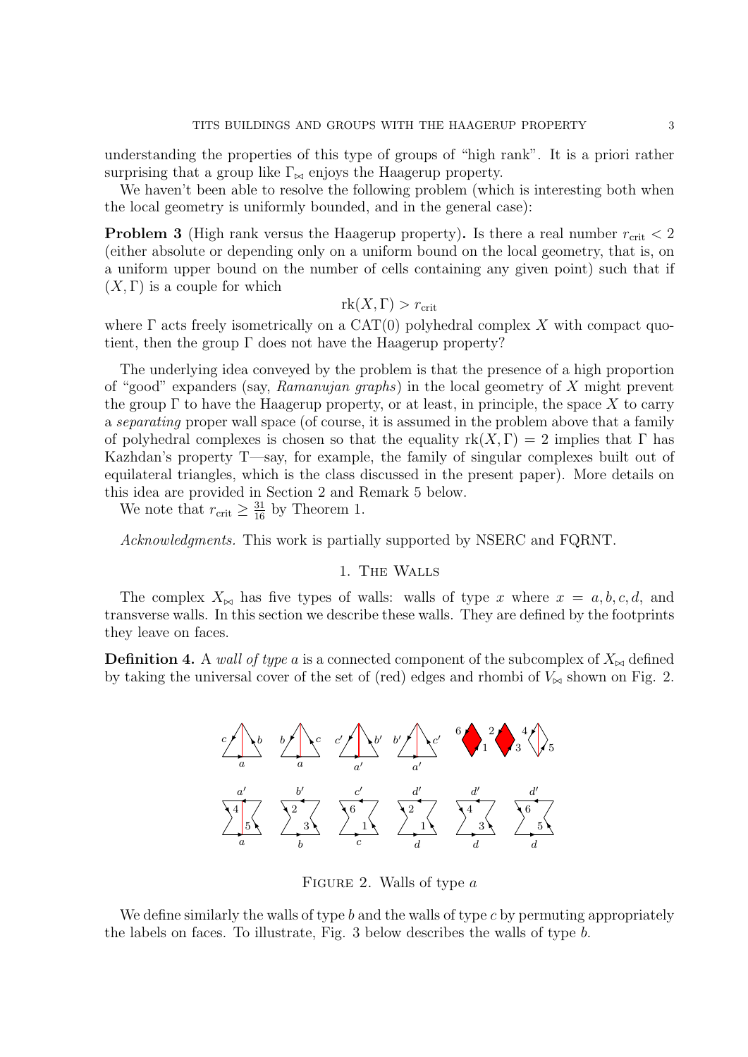understanding the properties of this type of groups of "high rank". It is a priori rather surprising that a group like $\Gamma_{\bowtie}$ enjoys the Haagerup property.

We haven't been able to resolve the following problem (which is interesting both when the local geometry is uniformly bounded, and in the general case):

**Problem 3** (High rank versus the Haagerup property)**.** Is there a real number $r_{\mathrm{crit}} < 2$ (either absolute or depending only on a uniform bound on the local geometry, that is, on a uniform upper bound on the number of cells containing any given point) such that if $(X, \Gamma)$ is a couple for which

$$\mathrm{rk}(X, \Gamma) > r_{\mathrm{crit}}$$

where $\Gamma$ acts freely isometrically on a CAT(0) polyhedral complex $X$ with compact quotient, then the group $\Gamma$ does not have the Haagerup property?

The underlying idea conveyed by the problem is that the presence of a high proportion of "good" expanders (say, *Ramanujan graphs*) in the local geometry of $X$ might prevent the group $\Gamma$ to have the Haagerup property, or at least, in principle, the space $X$ to carry a *separating* proper wall space (of course, it is assumed in the problem above that a family of polyhedral complexes is chosen so that the equality $\mathrm{rk}(X, \Gamma) = 2$ implies that $\Gamma$ has Kazhdan's property T—say, for example, the family of singular complexes built out of equilateral triangles, which is the class discussed in the present paper). More details on this idea are provided in Section 2 and Remark 5 below.

We note that $r_{\mathrm{crit}} \geq \frac{31}{16}$ by Theorem 1.

*Acknowledgments.* This work is partially supported by NSERC and FQRNT.

## 1. The Walls

The complex $X_{\bowtie}$ has five types of walls: walls of type $x$ where $x = a, b, c, d$, and transverse walls. In this section we describe these walls. They are defined by the footprints they leave on faces.

**Definition 4.** A *wall of type $a$* is a connected component of the subcomplex of $X_{\bowtie}$ defined by taking the universal cover of the set of (red) edges and rhombi of $V_{\bowtie}$ shown on Fig. 2.

Figure 2. Walls of type $a$

We define similarly the walls of type $b$ and the walls of type $c$ by permuting appropriately the labels on faces. To illustrate, Fig. 3 below describes the walls of type $b$.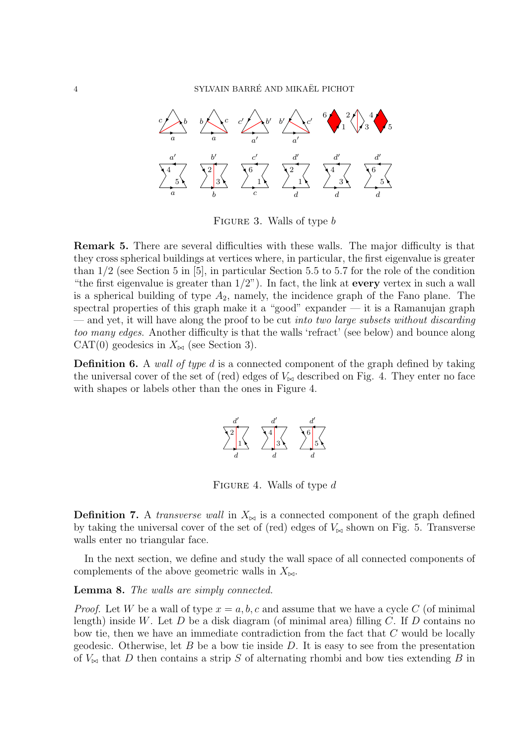FIGURE 3. Walls of type $b$

**Remark 5.** There are several difficulties with these walls. The major difficulty is that they cross spherical buildings at vertices where, in particular, the first eigenvalue is greater than $1/2$ (see Section 5 in [5], in particular Section 5.5 to 5.7 for the role of the condition "the first eigenvalue is greater than $1/2$"). In fact, the link at **every** vertex in such a wall is a spherical building of type $A_2$, namely, the incidence graph of the Fano plane. The spectral properties of this graph make it a "good" expander — it is a Ramanujan graph — and yet, it will have along the proof to be cut *into two large subsets without discarding too many edges*. Another difficulty is that the walls 'refract' (see below) and bounce along CAT(0) geodesics in $X_{\bowtie}$ (see Section 3).

**Definition 6.** A *wall of type* $d$ is a connected component of the graph defined by taking the universal cover of the set of (red) edges of $V_{\bowtie}$ described on Fig. 4. They enter no face with shapes or labels other than the ones in Figure 4.

FIGURE 4. Walls of type $d$

**Definition 7.** A *transverse wall* in $X_{\bowtie}$ is a connected component of the graph defined by taking the universal cover of the set of (red) edges of $V_{\bowtie}$ shown on Fig. 5. Transverse walls enter no triangular face.

In the next section, we define and study the wall space of all connected components of complements of the above geometric walls in $X_{\bowtie}$.

**Lemma 8.** *The walls are simply connected.*

*Proof.* Let $W$ be a wall of type $x = a, b, c$ and assume that we have a cycle $C$ (of minimal length) inside $W$. Let $D$ be a disk diagram (of minimal area) filling $C$. If $D$ contains no bow tie, then we have an immediate contradiction from the fact that $C$ would be locally geodesic. Otherwise, let $B$ be a bow tie inside $D$. It is easy to see from the presentation of $V_{\bowtie}$ that $D$ then contains a strip $S$ of alternating rhombi and bow ties extending $B$ in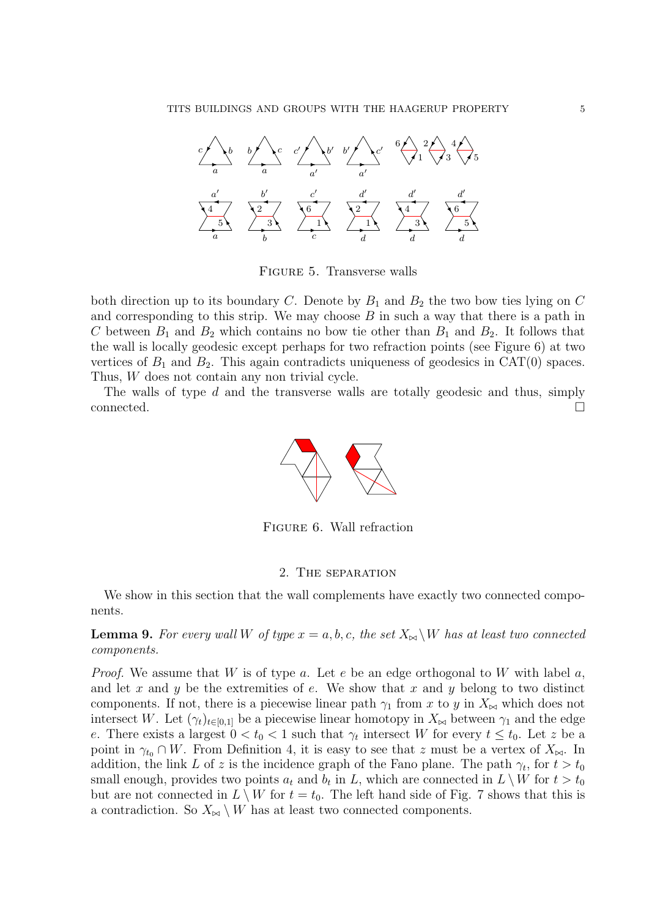Figure 5. Transverse walls

both direction up to its boundary $C$. Denote by $B_1$ and $B_2$ the two bow ties lying on $C$ and corresponding to this strip. We may choose $B$ in such a way that there is a path in $C$ between $B_1$ and $B_2$ which contains no bow tie other than $B_1$ and $B_2$. It follows that the wall is locally geodesic except perhaps for two refraction points (see Figure 6) at two vertices of $B_1$ and $B_2$. This again contradicts uniqueness of geodesics in CAT(0) spaces. Thus, $W$ does not contain any non trivial cycle.

The walls of type $d$ and the transverse walls are totally geodesic and thus, simply connected. □

Figure 6. Wall refraction

## 2. The separation

We show in this section that the wall complements have exactly two connected components.

**Lemma 9.** *For every wall $W$ of type $x = a, b, c$, the set $X_{\bowtie} \setminus W$ has at least two connected components.*

*Proof.* We assume that $W$ is of type $a$. Let $e$ be an edge orthogonal to $W$ with label $a$, and let $x$ and $y$ be the extremities of $e$. We show that $x$ and $y$ belong to two distinct components. If not, there is a piecewise linear path $\gamma_1$ from $x$ to $y$ in $X_{\bowtie}$ which does not intersect $W$. Let $(\gamma_t)_{t\in[0,1]}$ be a piecewise linear homotopy in $X_{\bowtie}$ between $\gamma_1$ and the edge $e$. There exists a largest $0 < t_0 < 1$ such that $\gamma_t$ intersect $W$ for every $t \leq t_0$. Let $z$ be a point in $\gamma_{t_0} \cap W$. From Definition 4, it is easy to see that $z$ must be a vertex of $X_{\bowtie}$. In addition, the link $L$ of $z$ is the incidence graph of the Fano plane. The path $\gamma_t$, for $t > t_0$ small enough, provides two points $a_t$ and $b_t$ in $L$, which are connected in $L \setminus W$ for $t > t_0$ but are not connected in $L \setminus W$ for $t = t_0$. The left hand side of Fig. 7 shows that this is a contradiction. So $X_{\bowtie} \setminus W$ has at least two connected components.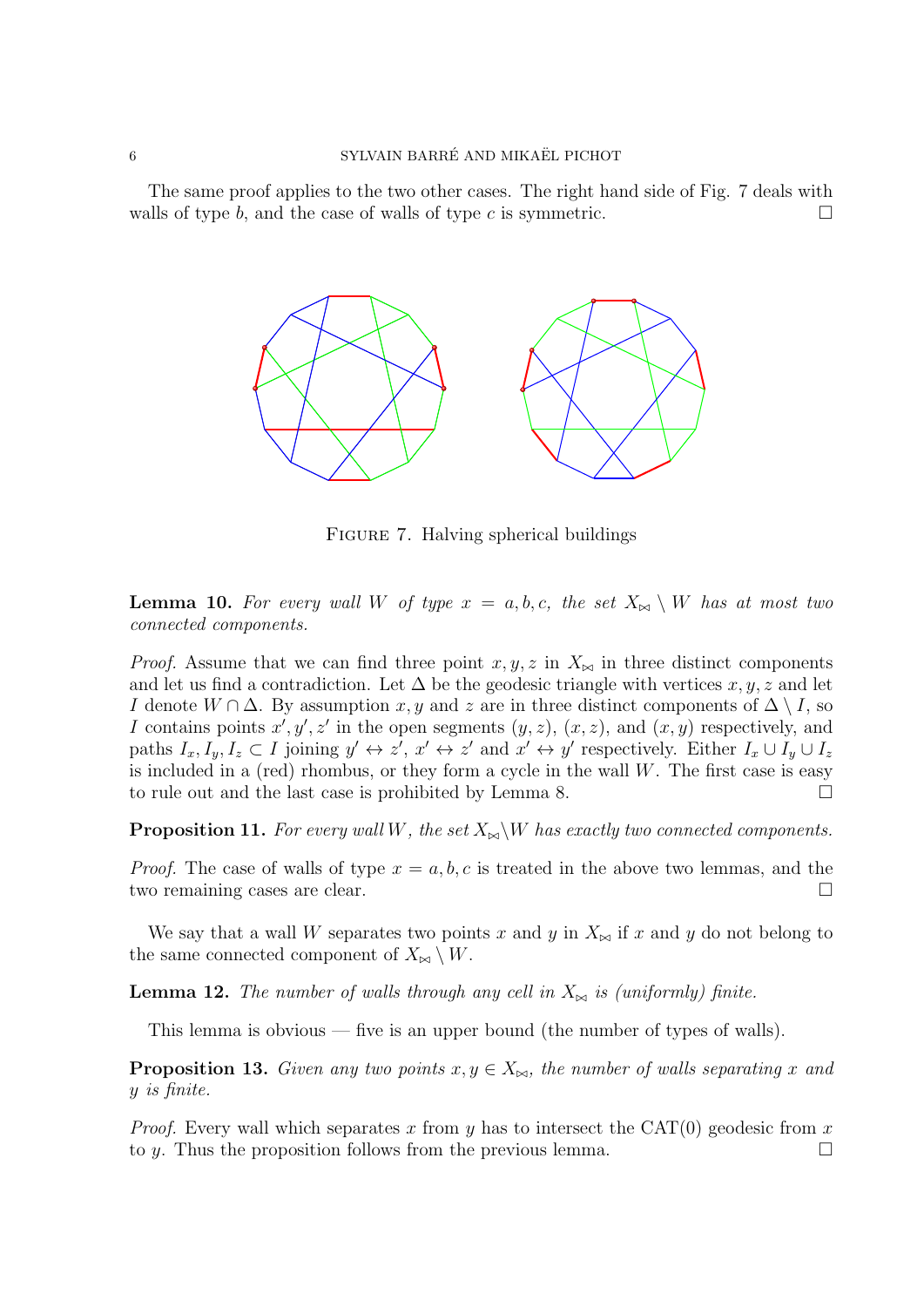The same proof applies to the two other cases. The right hand side of Fig. 7 deals with walls of type $b$, and the case of walls of type $c$ is symmetric. ☐

FIGURE 7. Halving spherical buildings

**Lemma 10.** *For every wall $W$ of type $x = a, b, c$, the set $X_{\bowtie} \setminus W$ has at most two connected components.*

*Proof.* Assume that we can find three point $x, y, z$ in $X_{\bowtie}$ in three distinct components and let us find a contradiction. Let $\Delta$ be the geodesic triangle with vertices $x, y, z$ and let $I$ denote $W \cap \Delta$. By assumption $x, y$ and $z$ are in three distinct components of $\Delta \setminus I$, so $I$ contains points $x', y', z'$ in the open segments $(y, z)$, $(x, z)$, and $(x, y)$ respectively, and paths $I_x, I_y, I_z \subset I$ joining $y' \leftrightarrow z'$, $x' \leftrightarrow z'$ and $x' \leftrightarrow y'$ respectively. Either $I_x \cup I_y \cup I_z$ is included in a (red) rhombus, or they form a cycle in the wall $W$. The first case is easy to rule out and the last case is prohibited by Lemma 8. ☐

**Proposition 11.** *For every wall $W$, the set $X_{\bowtie} \setminus W$ has exactly two connected components.*

*Proof.* The case of walls of type $x = a, b, c$ is treated in the above two lemmas, and the two remaining cases are clear. ☐

We say that a wall $W$ separates two points $x$ and $y$ in $X_{\bowtie}$ if $x$ and $y$ do not belong to the same connected component of $X_{\bowtie} \setminus W$.

**Lemma 12.** *The number of walls through any cell in $X_{\bowtie}$ is (uniformly) finite.*

This lemma is obvious — five is an upper bound (the number of types of walls).

**Proposition 13.** *Given any two points $x, y \in X_{\bowtie}$, the number of walls separating $x$ and $y$ is finite.*

*Proof.* Every wall which separates $x$ from $y$ has to intersect the CAT(0) geodesic from $x$ to $y$. Thus the proposition follows from the previous lemma. ☐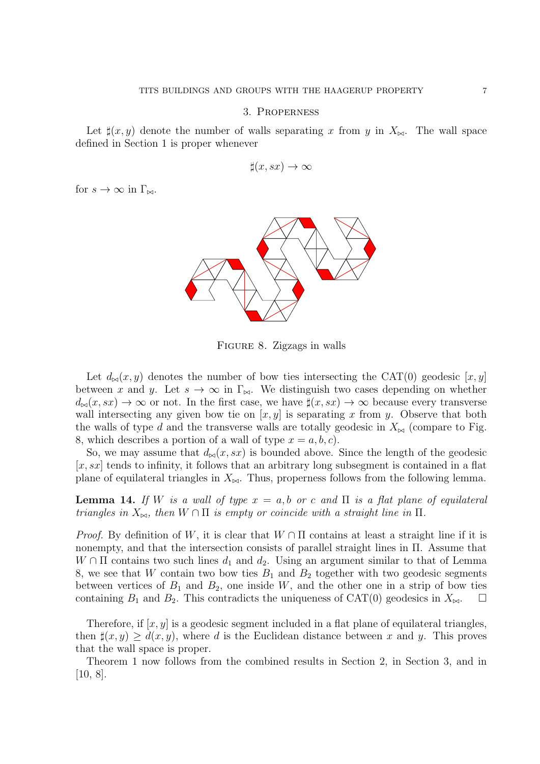## 3. Properness

Let $\sharp(x, y)$ denote the number of walls separating $x$ from $y$ in $X_{\bowtie}$. The wall space defined in Section 1 is proper whenever

$$\sharp(x, sx) \to \infty$$

for $s \to \infty$ in $\Gamma_{\bowtie}$.

Figure 8. Zigzags in walls

Let $d_{\bowtie}(x, y)$ denotes the number of bow ties intersecting the CAT(0) geodesic $[x, y]$ between $x$ and $y$. Let $s \to \infty$ in $\Gamma_{\bowtie}$. We distinguish two cases depending on whether $d_{\bowtie}(x, sx) \to \infty$ or not. In the first case, we have $\sharp(x, sx) \to \infty$ because every transverse wall intersecting any given bow tie on $[x, y]$ is separating $x$ from $y$. Observe that both the walls of type $d$ and the transverse walls are totally geodesic in $X_{\bowtie}$ (compare to Fig. 8, which describes a portion of a wall of type $x = a, b, c$).

So, we may assume that $d_{\bowtie}(x, sx)$ is bounded above. Since the length of the geodesic $[x, sx]$ tends to infinity, it follows that an arbitrary long subsegment is contained in a flat plane of equilateral triangles in $X_{\bowtie}$. Thus, properness follows from the following lemma.

**Lemma 14.** *If $W$ is a wall of type $x = a, b$ or $c$ and $\Pi$ is a flat plane of equilateral triangles in $X_{\bowtie}$, then $W \cap \Pi$ is empty or coincide with a straight line in $\Pi$.*

*Proof.* By definition of $W$, it is clear that $W \cap \Pi$ contains at least a straight line if it is nonempty, and that the intersection consists of parallel straight lines in $\Pi$. Assume that $W \cap \Pi$ contains two such lines $d_1$ and $d_2$. Using an argument similar to that of Lemma 8, we see that $W$ contain two bow ties $B_1$ and $B_2$ together with two geodesic segments between vertices of $B_1$ and $B_2$, one inside $W$, and the other one in a strip of bow ties containing $B_1$ and $B_2$. This contradicts the uniqueness of CAT(0) geodesics in $X_{\bowtie}$. $\square$

Therefore, if $[x, y]$ is a geodesic segment included in a flat plane of equilateral triangles, then $\sharp(x, y) \geq d(x, y)$, where $d$ is the Euclidean distance between $x$ and $y$. This proves that the wall space is proper.

Theorem 1 now follows from the combined results in Section 2, in Section 3, and in [10, 8].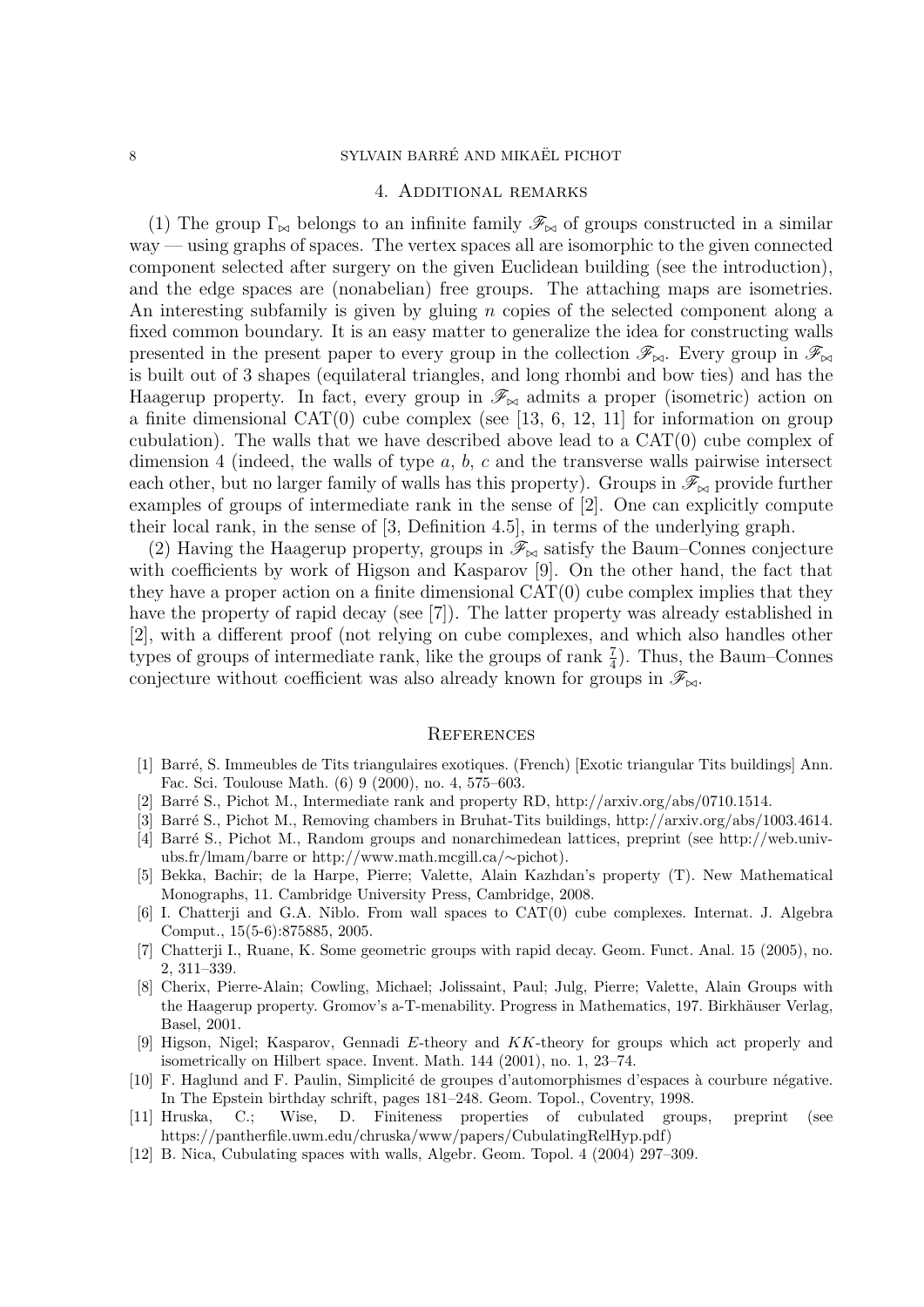## 4. Additional remarks

(1) The group $\Gamma_{\bowtie}$ belongs to an infinite family $\mathscr{F}_{\bowtie}$ of groups constructed in a similar way — using graphs of spaces. The vertex spaces all are isomorphic to the given connected component selected after surgery on the given Euclidean building (see the introduction), and the edge spaces are (nonabelian) free groups. The attaching maps are isometries. An interesting subfamily is given by gluing $n$ copies of the selected component along a fixed common boundary. It is an easy matter to generalize the idea for constructing walls presented in the present paper to every group in the collection $\mathscr{F}_{\bowtie}$. Every group in $\mathscr{F}_{\bowtie}$ is built out of 3 shapes (equilateral triangles, and long rhombi and bow ties) and has the Haagerup property. In fact, every group in $\mathscr{F}_{\bowtie}$ admits a proper (isometric) action on a finite dimensional CAT(0) cube complex (see [13, 6, 12, 11] for information on group cubulation). The walls that we have described above lead to a CAT(0) cube complex of dimension 4 (indeed, the walls of type $a$, $b$, $c$ and the transverse walls pairwise intersect each other, but no larger family of walls has this property). Groups in $\mathscr{F}_{\bowtie}$ provide further examples of groups of intermediate rank in the sense of [2]. One can explicitly compute their local rank, in the sense of [3, Definition 4.5], in terms of the underlying graph.

(2) Having the Haagerup property, groups in $\mathscr{F}_{\bowtie}$ satisfy the Baum–Connes conjecture with coefficients by work of Higson and Kasparov [9]. On the other hand, the fact that they have a proper action on a finite dimensional CAT(0) cube complex implies that they have the property of rapid decay (see [7]). The latter property was already established in [2], with a different proof (not relying on cube complexes, and which also handles other types of groups of intermediate rank, like the groups of rank $\frac{7}{4}$). Thus, the Baum–Connes conjecture without coefficient was also already known for groups in $\mathscr{F}_{\bowtie}$.

## References

[1] Barré, S. Immeubles de Tits triangulaires exotiques. (French) [Exotic triangular Tits buildings] Ann. Fac. Sci. Toulouse Math. (6) 9 (2000), no. 4, 575–603.

[2] Barré S., Pichot M., Intermediate rank and property RD, http://arxiv.org/abs/0710.1514.

[3] Barré S., Pichot M., Removing chambers in Bruhat-Tits buildings, http://arxiv.org/abs/1003.4614.

[4] Barré S., Pichot M., Random groups and nonarchimedean lattices, preprint (see http://web.univ-ubs.fr/lmam/barre or http://www.math.mcgill.ca/∼pichot).

[5] Bekka, Bachir; de la Harpe, Pierre; Valette, Alain Kazhdan's property (T). New Mathematical Monographs, 11. Cambridge University Press, Cambridge, 2008.

[6] I. Chatterji and G.A. Niblo. From wall spaces to CAT(0) cube complexes. Internat. J. Algebra Comput., 15(5-6):875885, 2005.

[7] Chatterji I., Ruane, K. Some geometric groups with rapid decay. Geom. Funct. Anal. 15 (2005), no. 2, 311–339.

[8] Cherix, Pierre-Alain; Cowling, Michael; Jolissaint, Paul; Julg, Pierre; Valette, Alain Groups with the Haagerup property. Gromov's a-T-menability. Progress in Mathematics, 197. Birkhäuser Verlag, Basel, 2001.

[9] Higson, Nigel; Kasparov, Gennadi $E$-theory and $KK$-theory for groups which act properly and isometrically on Hilbert space. Invent. Math. 144 (2001), no. 1, 23–74.

[10] F. Haglund and F. Paulin, Simplicité de groupes d'automorphismes d'espaces à courbure négative. In The Epstein birthday schrift, pages 181–248. Geom. Topol., Coventry, 1998.

[11] Hruska, C.; Wise, D. Finiteness properties of cubulated groups, preprint (see https://pantherfile.uwm.edu/chruska/www/papers/CubulatingRelHyp.pdf)

[12] B. Nica, Cubulating spaces with walls, Algebr. Geom. Topol. 4 (2004) 297–309.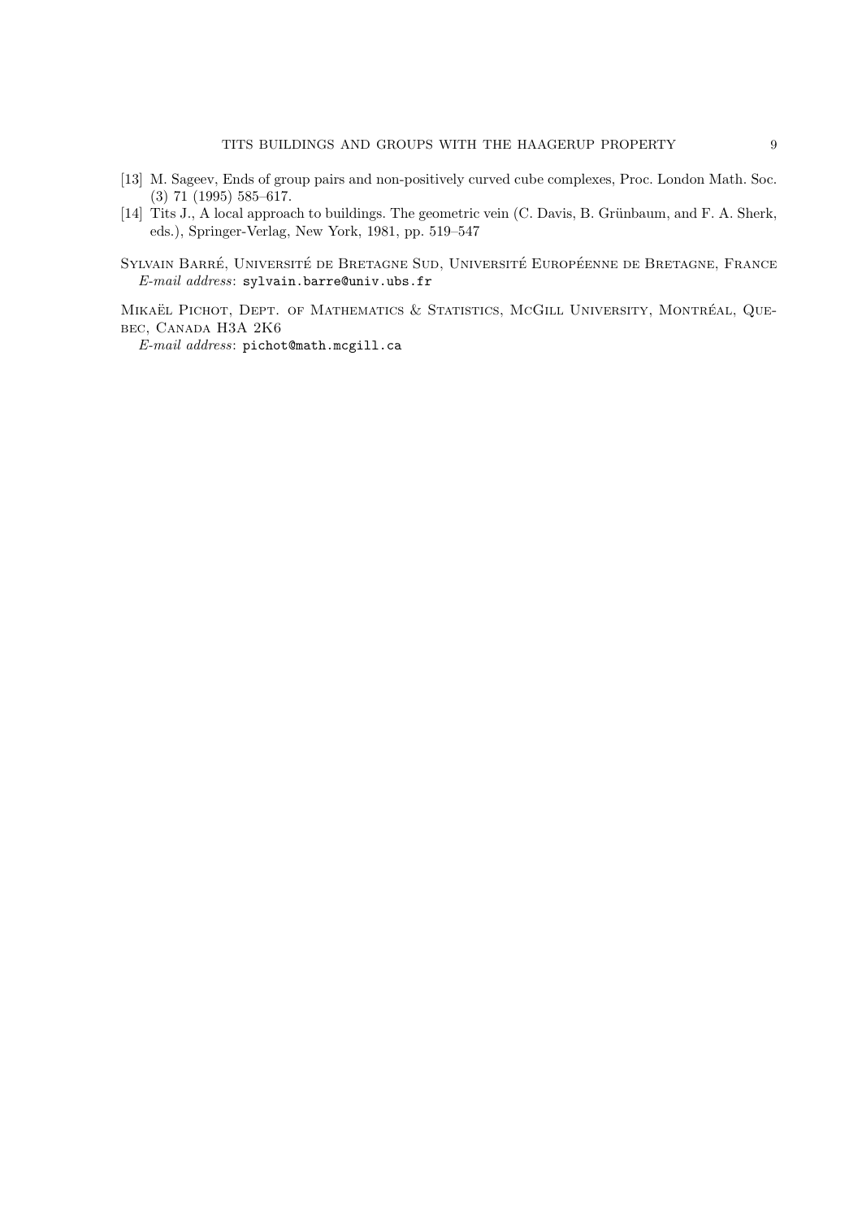[13] M. Sageev, Ends of group pairs and non-positively curved cube complexes, Proc. London Math. Soc. (3) 71 (1995) 585–617.

[14] Tits J., A local approach to buildings. The geometric vein (C. Davis, B. Grünbaum, and F. A. Sherk, eds.), Springer-Verlag, New York, 1981, pp. 519–547

Sylvain Barré, Université de Bretagne Sud, Université Européenne de Bretagne, France
*E-mail address*: `sylvain.barre@univ.ubs.fr`

Mikaël Pichot, Dept. of Mathematics & Statistics, McGill University, Montréal, Quebec, Canada H3A 2K6
*E-mail address*: `pichot@math.mcgill.ca`